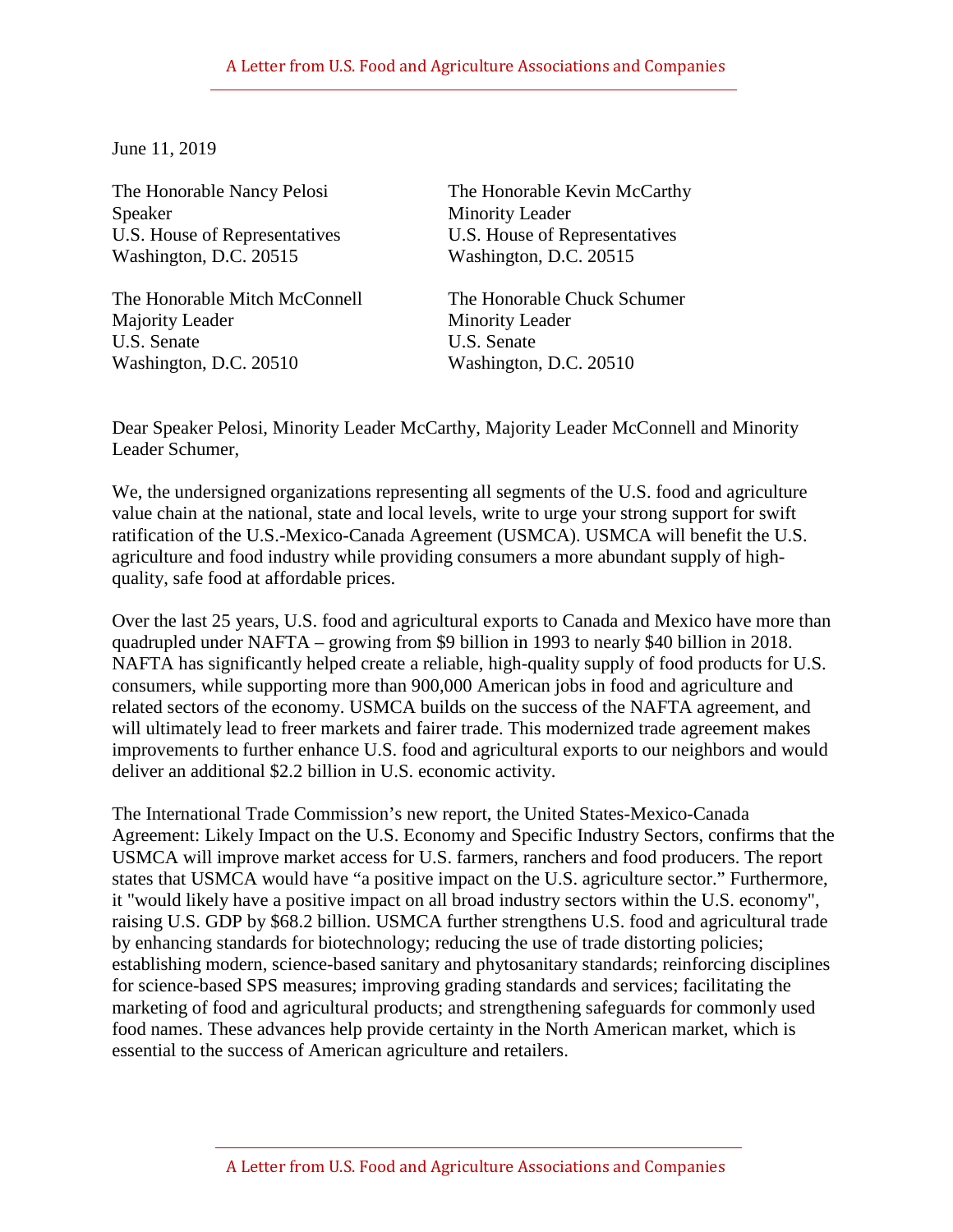June 11, 2019

The Honorable Nancy Pelosi
Speaker
U.S. House of Representatives
Washington, D.C. 20515

The Honorable Kevin McCarthy
Minority Leader
U.S. House of Representatives
Washington, D.C. 20515

The Honorable Mitch McConnell
Majority Leader
U.S. Senate
Washington, D.C. 20510

The Honorable Chuck Schumer
Minority Leader
U.S. Senate
Washington, D.C. 20510

Dear Speaker Pelosi, Minority Leader McCarthy, Majority Leader McConnell and Minority Leader Schumer,

We, the undersigned organizations representing all segments of the U.S. food and agriculture value chain at the national, state and local levels, write to urge your strong support for swift ratification of the U.S.-Mexico-Canada Agreement (USMCA). USMCA will benefit the U.S. agriculture and food industry while providing consumers a more abundant supply of high-quality, safe food at affordable prices.

Over the last 25 years, U.S. food and agricultural exports to Canada and Mexico have more than quadrupled under NAFTA – growing from $9 billion in 1993 to nearly $40 billion in 2018. NAFTA has significantly helped create a reliable, high-quality supply of food products for U.S. consumers, while supporting more than 900,000 American jobs in food and agriculture and related sectors of the economy. USMCA builds on the success of the NAFTA agreement, and will ultimately lead to freer markets and fairer trade. This modernized trade agreement makes improvements to further enhance U.S. food and agricultural exports to our neighbors and would deliver an additional $2.2 billion in U.S. economic activity.

The International Trade Commission's new report, the United States-Mexico-Canada Agreement: Likely Impact on the U.S. Economy and Specific Industry Sectors, confirms that the USMCA will improve market access for U.S. farmers, ranchers and food producers. The report states that USMCA would have "a positive impact on the U.S. agriculture sector." Furthermore, it "would likely have a positive impact on all broad industry sectors within the U.S. economy", raising U.S. GDP by $68.2 billion. USMCA further strengthens U.S. food and agricultural trade by enhancing standards for biotechnology; reducing the use of trade distorting policies; establishing modern, science-based sanitary and phytosanitary standards; reinforcing disciplines for science-based SPS measures; improving grading standards and services; facilitating the marketing of food and agricultural products; and strengthening safeguards for commonly used food names. These advances help provide certainty in the North American market, which is essential to the success of American agriculture and retailers.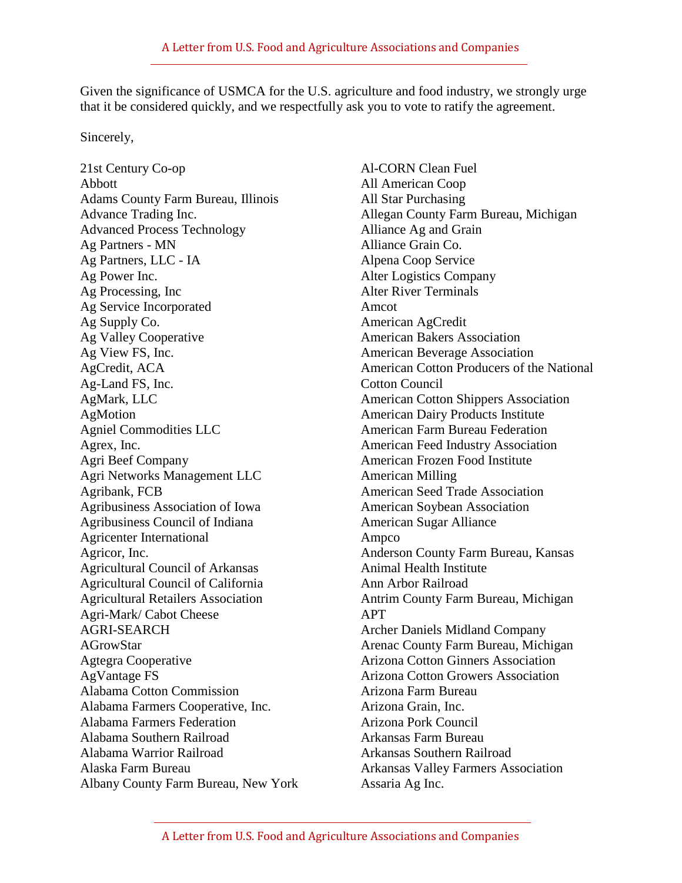Given the significance of USMCA for the U.S. agriculture and food industry, we strongly urge that it be considered quickly, and we respectfully ask you to vote to ratify the agreement.

Sincerely,

21st Century Co-op
Abbott
Adams County Farm Bureau, Illinois
Advance Trading Inc.
Advanced Process Technology
Ag Partners - MN
Ag Partners, LLC - IA
Ag Power Inc.
Ag Processing, Inc
Ag Service Incorporated
Ag Supply Co.
Ag Valley Cooperative
Ag View FS, Inc.
AgCredit, ACA
Ag-Land FS, Inc.
AgMark, LLC
AgMotion
Agniel Commodities LLC
Agrex, Inc.
Agri Beef Company
Agri Networks Management LLC
Agribank, FCB
Agribusiness Association of Iowa
Agribusiness Council of Indiana
Agricenter International
Agricor, Inc.
Agricultural Council of Arkansas
Agricultural Council of California
Agricultural Retailers Association
Agri-Mark/ Cabot Cheese
AGRI-SEARCH
AGrowStar
Agtegra Cooperative
AgVantage FS
Alabama Cotton Commission
Alabama Farmers Cooperative, Inc.
Alabama Farmers Federation
Alabama Southern Railroad
Alabama Warrior Railroad
Alaska Farm Bureau
Albany County Farm Bureau, New York
Al-CORN Clean Fuel
All American Coop
All Star Purchasing
Allegan County Farm Bureau, Michigan
Alliance Ag and Grain
Alliance Grain Co.
Alpena Coop Service
Alter Logistics Company
Alter River Terminals
Amcot
American AgCredit
American Bakers Association
American Beverage Association
American Cotton Producers of the National Cotton Council
American Cotton Shippers Association
American Dairy Products Institute
American Farm Bureau Federation
American Feed Industry Association
American Frozen Food Institute
American Milling
American Seed Trade Association
American Soybean Association
American Sugar Alliance
Ampco
Anderson County Farm Bureau, Kansas
Animal Health Institute
Ann Arbor Railroad
Antrim County Farm Bureau, Michigan
APT
Archer Daniels Midland Company
Arenac County Farm Bureau, Michigan
Arizona Cotton Ginners Association
Arizona Cotton Growers Association
Arizona Farm Bureau
Arizona Grain, Inc.
Arizona Pork Council
Arkansas Farm Bureau
Arkansas Southern Railroad
Arkansas Valley Farmers Association
Assaria Ag Inc.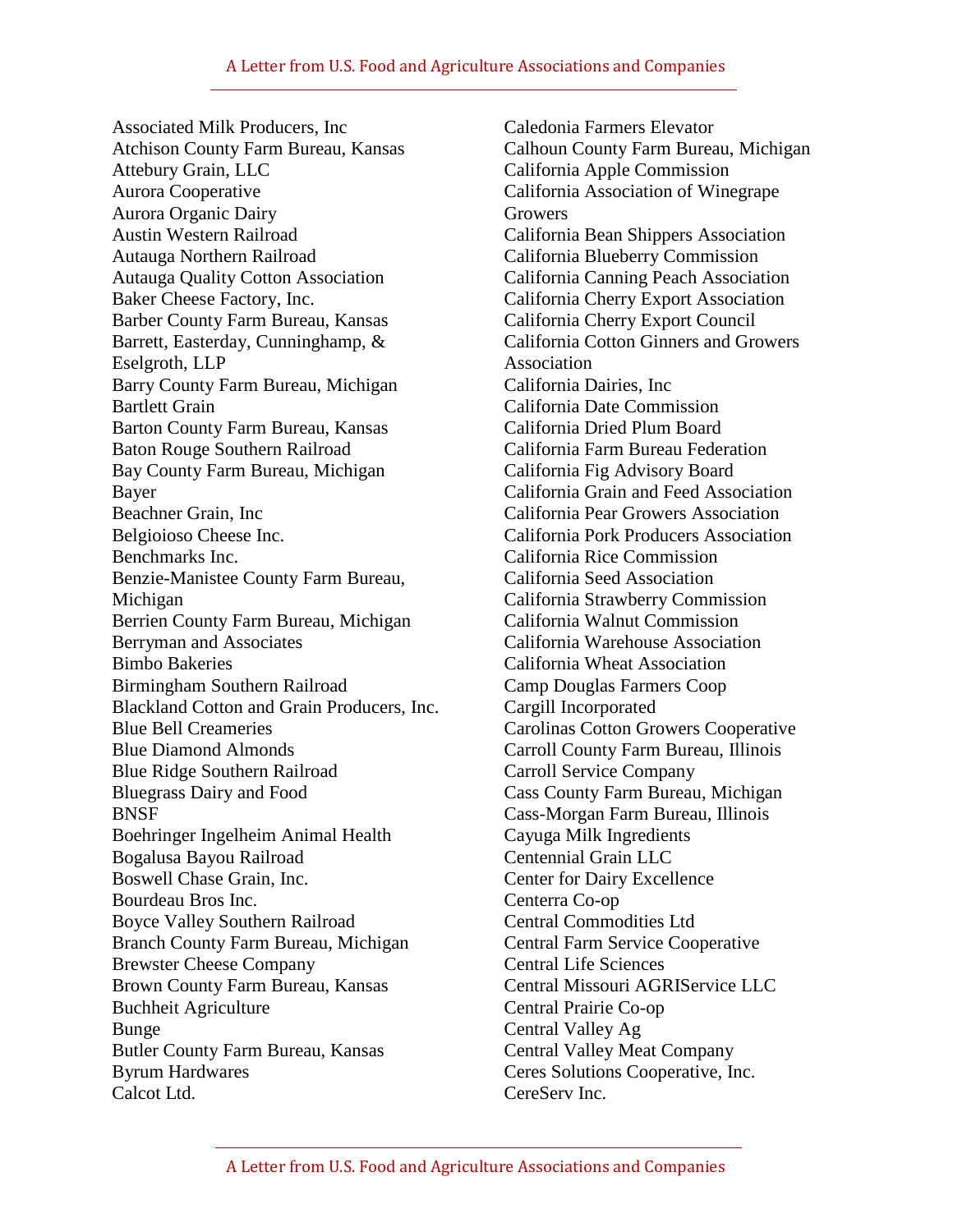Associated Milk Producers, Inc
Atchison County Farm Bureau, Kansas
Attebury Grain, LLC
Aurora Cooperative
Aurora Organic Dairy
Austin Western Railroad
Autauga Northern Railroad
Autauga Quality Cotton Association
Baker Cheese Factory, Inc.
Barber County Farm Bureau, Kansas
Barrett, Easterday, Cunninghamp, & Eselgroth, LLP
Barry County Farm Bureau, Michigan
Bartlett Grain
Barton County Farm Bureau, Kansas
Baton Rouge Southern Railroad
Bay County Farm Bureau, Michigan
Bayer
Beachner Grain, Inc
Belgioioso Cheese Inc.
Benchmarks Inc.
Benzie-Manistee County Farm Bureau, Michigan
Berrien County Farm Bureau, Michigan
Berryman and Associates
Bimbo Bakeries
Birmingham Southern Railroad
Blackland Cotton and Grain Producers, Inc.
Blue Bell Creameries
Blue Diamond Almonds
Blue Ridge Southern Railroad
Bluegrass Dairy and Food
BNSF
Boehringer Ingelheim Animal Health
Bogalusa Bayou Railroad
Boswell Chase Grain, Inc.
Bourdeau Bros Inc.
Boyce Valley Southern Railroad
Branch County Farm Bureau, Michigan
Brewster Cheese Company
Brown County Farm Bureau, Kansas
Buchheit Agriculture
Bunge
Butler County Farm Bureau, Kansas
Byrum Hardwares
Calcot Ltd.
Caledonia Farmers Elevator
Calhoun County Farm Bureau, Michigan
California Apple Commission
California Association of Winegrape Growers
California Bean Shippers Association
California Blueberry Commission
California Canning Peach Association
California Cherry Export Association
California Cherry Export Council
California Cotton Ginners and Growers Association
California Dairies, Inc
California Date Commission
California Dried Plum Board
California Farm Bureau Federation
California Fig Advisory Board
California Grain and Feed Association
California Pear Growers Association
California Pork Producers Association
California Rice Commission
California Seed Association
California Strawberry Commission
California Walnut Commission
California Warehouse Association
California Wheat Association
Camp Douglas Farmers Coop
Cargill Incorporated
Carolinas Cotton Growers Cooperative
Carroll County Farm Bureau, Illinois
Carroll Service Company
Cass County Farm Bureau, Michigan
Cass-Morgan Farm Bureau, Illinois
Cayuga Milk Ingredients
Centennial Grain LLC
Center for Dairy Excellence
Centerra Co-op
Central Commodities Ltd
Central Farm Service Cooperative
Central Life Sciences
Central Missouri AGRIService LLC
Central Prairie Co-op
Central Valley Ag
Central Valley Meat Company
Ceres Solutions Cooperative, Inc.
CereServ Inc.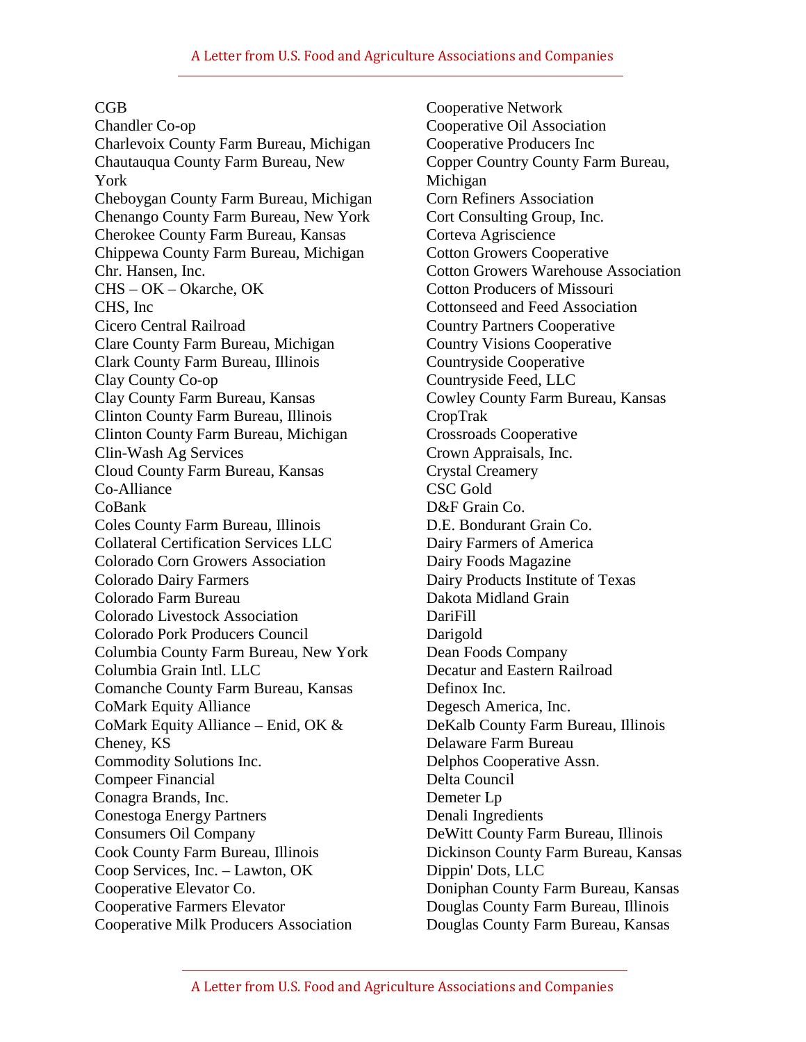CGB
Chandler Co-op
Charlevoix County Farm Bureau, Michigan
Chautauqua County Farm Bureau, New York
Cheboygan County Farm Bureau, Michigan
Chenango County Farm Bureau, New York
Cherokee County Farm Bureau, Kansas
Chippewa County Farm Bureau, Michigan
Chr. Hansen, Inc.
CHS – OK – Okarche, OK
CHS, Inc
Cicero Central Railroad
Clare County Farm Bureau, Michigan
Clark County Farm Bureau, Illinois
Clay County Co-op
Clay County Farm Bureau, Kansas
Clinton County Farm Bureau, Illinois
Clinton County Farm Bureau, Michigan
Clin-Wash Ag Services
Cloud County Farm Bureau, Kansas
Co-Alliance
CoBank
Coles County Farm Bureau, Illinois
Collateral Certification Services LLC
Colorado Corn Growers Association
Colorado Dairy Farmers
Colorado Farm Bureau
Colorado Livestock Association
Colorado Pork Producers Council
Columbia County Farm Bureau, New York
Columbia Grain Intl. LLC
Comanche County Farm Bureau, Kansas
CoMark Equity Alliance
CoMark Equity Alliance – Enid, OK & Cheney, KS
Commodity Solutions Inc.
Compeer Financial
Conagra Brands, Inc.
Conestoga Energy Partners
Consumers Oil Company
Cook County Farm Bureau, Illinois
Coop Services, Inc. – Lawton, OK
Cooperative Elevator Co.
Cooperative Farmers Elevator
Cooperative Milk Producers Association
Cooperative Network
Cooperative Oil Association
Cooperative Producers Inc
Copper Country County Farm Bureau, Michigan
Corn Refiners Association
Cort Consulting Group, Inc.
Corteva Agriscience
Cotton Growers Cooperative
Cotton Growers Warehouse Association
Cotton Producers of Missouri
Cottonseed and Feed Association
Country Partners Cooperative
Country Visions Cooperative
Countryside Cooperative
Countryside Feed, LLC
Cowley County Farm Bureau, Kansas
CropTrak
Crossroads Cooperative
Crown Appraisals, Inc.
Crystal Creamery
CSC Gold
D&F Grain Co.
D.E. Bondurant Grain Co.
Dairy Farmers of America
Dairy Foods Magazine
Dairy Products Institute of Texas
Dakota Midland Grain
DariFill
Darigold
Dean Foods Company
Decatur and Eastern Railroad
Definox Inc.
Degesch America, Inc.
DeKalb County Farm Bureau, Illinois
Delaware Farm Bureau
Delphos Cooperative Assn.
Delta Council
Demeter Lp
Denali Ingredients
DeWitt County Farm Bureau, Illinois
Dickinson County Farm Bureau, Kansas
Dippin' Dots, LLC
Doniphan County Farm Bureau, Kansas
Douglas County Farm Bureau, Illinois
Douglas County Farm Bureau, Kansas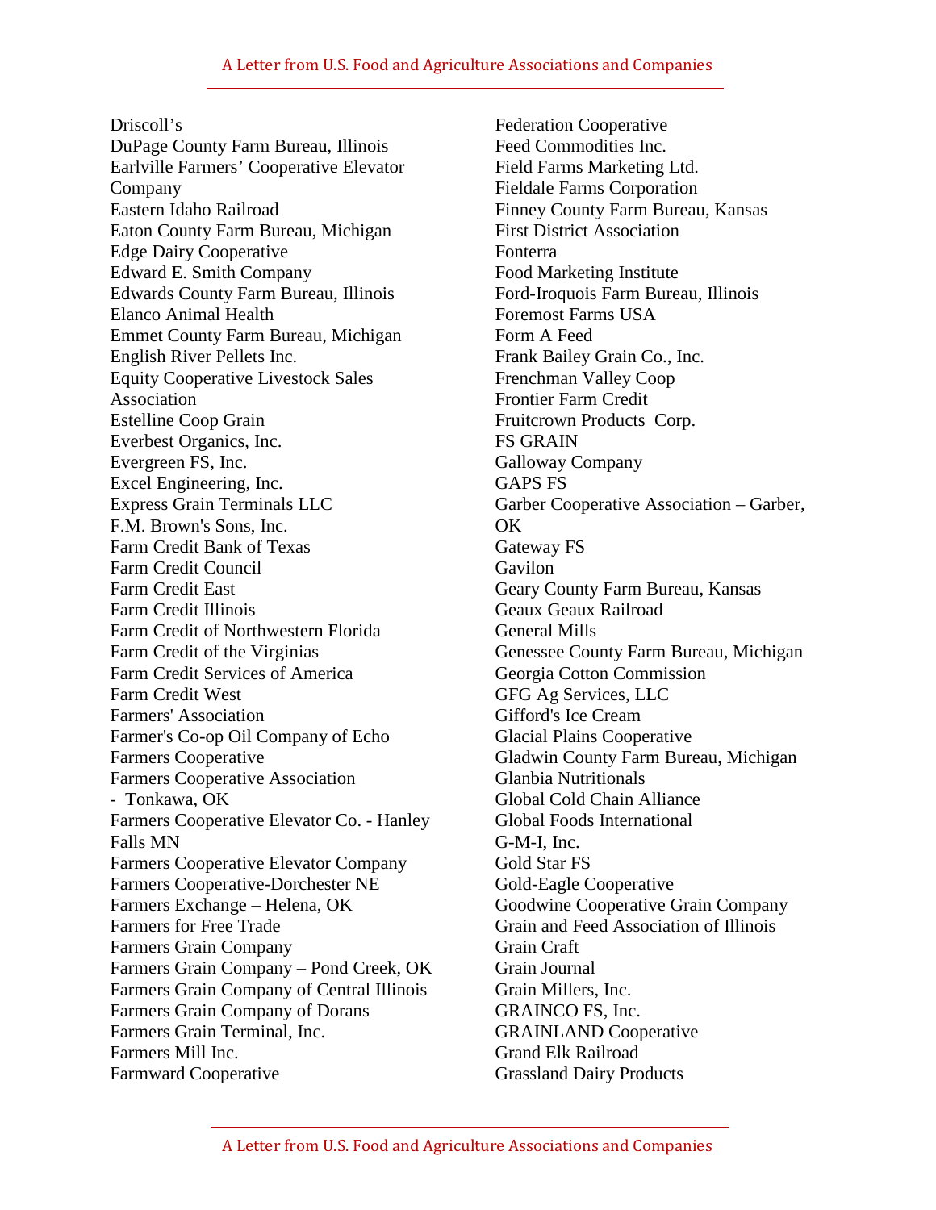Driscoll's
DuPage County Farm Bureau, Illinois
Earlville Farmers' Cooperative Elevator Company
Eastern Idaho Railroad
Eaton County Farm Bureau, Michigan
Edge Dairy Cooperative
Edward E. Smith Company
Edwards County Farm Bureau, Illinois
Elanco Animal Health
Emmet County Farm Bureau, Michigan
English River Pellets Inc.
Equity Cooperative Livestock Sales Association
Estelline Coop Grain
Everbest Organics, Inc.
Evergreen FS, Inc.
Excel Engineering, Inc.
Express Grain Terminals LLC
F.M. Brown's Sons, Inc.
Farm Credit Bank of Texas
Farm Credit Council
Farm Credit East
Farm Credit Illinois
Farm Credit of Northwestern Florida
Farm Credit of the Virginias
Farm Credit Services of America
Farm Credit West
Farmers' Association
Farmer's Co-op Oil Company of Echo
Farmers Cooperative
Farmers Cooperative Association - Tonkawa, OK
Farmers Cooperative Elevator Co. - Hanley Falls MN
Farmers Cooperative Elevator Company
Farmers Cooperative-Dorchester NE
Farmers Exchange – Helena, OK
Farmers for Free Trade
Farmers Grain Company
Farmers Grain Company – Pond Creek, OK
Farmers Grain Company of Central Illinois
Farmers Grain Company of Dorans
Farmers Grain Terminal, Inc.
Farmers Mill Inc.
Farmward Cooperative
Federation Cooperative
Feed Commodities Inc.
Field Farms Marketing Ltd.
Fieldale Farms Corporation
Finney County Farm Bureau, Kansas
First District Association
Fonterra
Food Marketing Institute
Ford-Iroquois Farm Bureau, Illinois
Foremost Farms USA
Form A Feed
Frank Bailey Grain Co., Inc.
Frenchman Valley Coop
Frontier Farm Credit
Fruitcrown Products Corp.
FS GRAIN
Galloway Company
GAPS FS
Garber Cooperative Association – Garber, OK
Gateway FS
Gavilon
Geary County Farm Bureau, Kansas
Geaux Geaux Railroad
General Mills
Genessee County Farm Bureau, Michigan
Georgia Cotton Commission
GFG Ag Services, LLC
Gifford's Ice Cream
Glacial Plains Cooperative
Gladwin County Farm Bureau, Michigan
Glanbia Nutritionals
Global Cold Chain Alliance
Global Foods International
G-M-I, Inc.
Gold Star FS
Gold-Eagle Cooperative
Goodwine Cooperative Grain Company
Grain and Feed Association of Illinois
Grain Craft
Grain Journal
Grain Millers, Inc.
GRAINCO FS, Inc.
GRAINLAND Cooperative
Grand Elk Railroad
Grassland Dairy Products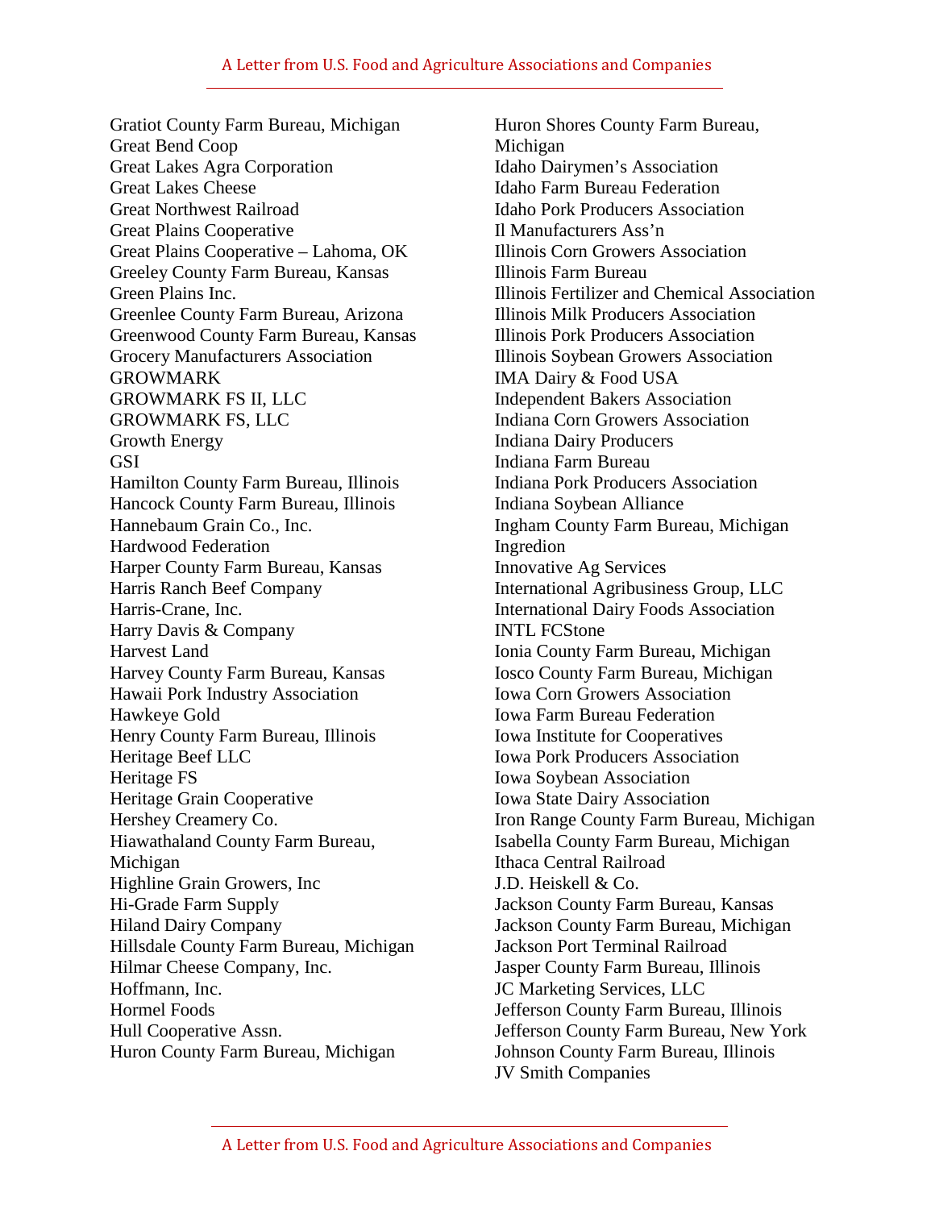Gratiot County Farm Bureau, Michigan
Great Bend Coop
Great Lakes Agra Corporation
Great Lakes Cheese
Great Northwest Railroad
Great Plains Cooperative
Great Plains Cooperative – Lahoma, OK
Greeley County Farm Bureau, Kansas
Green Plains Inc.
Greenlee County Farm Bureau, Arizona
Greenwood County Farm Bureau, Kansas
Grocery Manufacturers Association
GROWMARK
GROWMARK FS II, LLC
GROWMARK FS, LLC
Growth Energy
GSI
Hamilton County Farm Bureau, Illinois
Hancock County Farm Bureau, Illinois
Hannebaum Grain Co., Inc.
Hardwood Federation
Harper County Farm Bureau, Kansas
Harris Ranch Beef Company
Harris-Crane, Inc.
Harry Davis & Company
Harvest Land
Harvey County Farm Bureau, Kansas
Hawaii Pork Industry Association
Hawkeye Gold
Henry County Farm Bureau, Illinois
Heritage Beef LLC
Heritage FS
Heritage Grain Cooperative
Hershey Creamery Co.
Hiawathaland County Farm Bureau, Michigan
Highline Grain Growers, Inc
Hi-Grade Farm Supply
Hiland Dairy Company
Hillsdale County Farm Bureau, Michigan
Hilmar Cheese Company, Inc.
Hoffmann, Inc.
Hormel Foods
Hull Cooperative Assn.
Huron County Farm Bureau, Michigan
Huron Shores County Farm Bureau, Michigan
Idaho Dairymen's Association
Idaho Farm Bureau Federation
Idaho Pork Producers Association
Il Manufacturers Ass'n
Illinois Corn Growers Association
Illinois Farm Bureau
Illinois Fertilizer and Chemical Association
Illinois Milk Producers Association
Illinois Pork Producers Association
Illinois Soybean Growers Association
IMA Dairy & Food USA
Independent Bakers Association
Indiana Corn Growers Association
Indiana Dairy Producers
Indiana Farm Bureau
Indiana Pork Producers Association
Indiana Soybean Alliance
Ingham County Farm Bureau, Michigan
Ingredion
Innovative Ag Services
International Agribusiness Group, LLC
International Dairy Foods Association
INTL FCStone
Ionia County Farm Bureau, Michigan
Iosco County Farm Bureau, Michigan
Iowa Corn Growers Association
Iowa Farm Bureau Federation
Iowa Institute for Cooperatives
Iowa Pork Producers Association
Iowa Soybean Association
Iowa State Dairy Association
Iron Range County Farm Bureau, Michigan
Isabella County Farm Bureau, Michigan
Ithaca Central Railroad
J.D. Heiskell & Co.
Jackson County Farm Bureau, Kansas
Jackson County Farm Bureau, Michigan
Jackson Port Terminal Railroad
Jasper County Farm Bureau, Illinois
JC Marketing Services, LLC
Jefferson County Farm Bureau, Illinois
Jefferson County Farm Bureau, New York
Johnson County Farm Bureau, Illinois
JV Smith Companies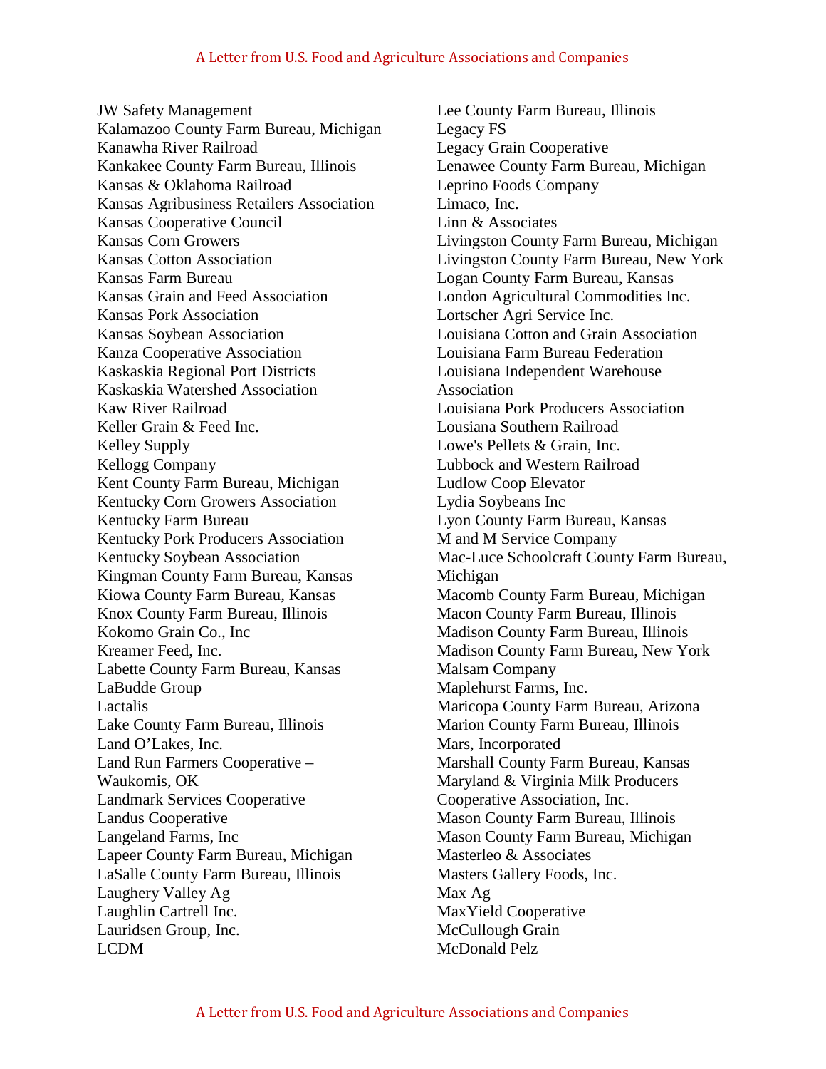JW Safety Management
Kalamazoo County Farm Bureau, Michigan
Kanawha River Railroad
Kankakee County Farm Bureau, Illinois
Kansas & Oklahoma Railroad
Kansas Agribusiness Retailers Association
Kansas Cooperative Council
Kansas Corn Growers
Kansas Cotton Association
Kansas Farm Bureau
Kansas Grain and Feed Association
Kansas Pork Association
Kansas Soybean Association
Kanza Cooperative Association
Kaskaskia Regional Port Districts
Kaskaskia Watershed Association
Kaw River Railroad
Keller Grain & Feed Inc.
Kelley Supply
Kellogg Company
Kent County Farm Bureau, Michigan
Kentucky Corn Growers Association
Kentucky Farm Bureau
Kentucky Pork Producers Association
Kentucky Soybean Association
Kingman County Farm Bureau, Kansas
Kiowa County Farm Bureau, Kansas
Knox County Farm Bureau, Illinois
Kokomo Grain Co., Inc
Kreamer Feed, Inc.
Labette County Farm Bureau, Kansas
LaBudde Group
Lactalis
Lake County Farm Bureau, Illinois
Land O'Lakes, Inc.
Land Run Farmers Cooperative – Waukomis, OK
Landmark Services Cooperative
Landus Cooperative
Langeland Farms, Inc
Lapeer County Farm Bureau, Michigan
LaSalle County Farm Bureau, Illinois
Laughery Valley Ag
Laughlin Cartrell Inc.
Lauridsen Group, Inc.
LCDM
Lee County Farm Bureau, Illinois
Legacy FS
Legacy Grain Cooperative
Lenawee County Farm Bureau, Michigan
Leprino Foods Company
Limaco, Inc.
Linn & Associates
Livingston County Farm Bureau, Michigan
Livingston County Farm Bureau, New York
Logan County Farm Bureau, Kansas
London Agricultural Commodities Inc.
Lortscher Agri Service Inc.
Louisiana Cotton and Grain Association
Louisiana Farm Bureau Federation
Louisiana Independent Warehouse Association
Louisiana Pork Producers Association
Lousiana Southern Railroad
Lowe's Pellets & Grain, Inc.
Lubbock and Western Railroad
Ludlow Coop Elevator
Lydia Soybeans Inc
Lyon County Farm Bureau, Kansas
M and M Service Company
Mac-Luce Schoolcraft County Farm Bureau, Michigan
Macomb County Farm Bureau, Michigan
Macon County Farm Bureau, Illinois
Madison County Farm Bureau, Illinois
Madison County Farm Bureau, New York
Malsam Company
Maplehurst Farms, Inc.
Maricopa County Farm Bureau, Arizona
Marion County Farm Bureau, Illinois
Mars, Incorporated
Marshall County Farm Bureau, Kansas
Maryland & Virginia Milk Producers Cooperative Association, Inc.
Mason County Farm Bureau, Illinois
Mason County Farm Bureau, Michigan
Masterleo & Associates
Masters Gallery Foods, Inc.
Max Ag
MaxYield Cooperative
McCullough Grain
McDonald Pelz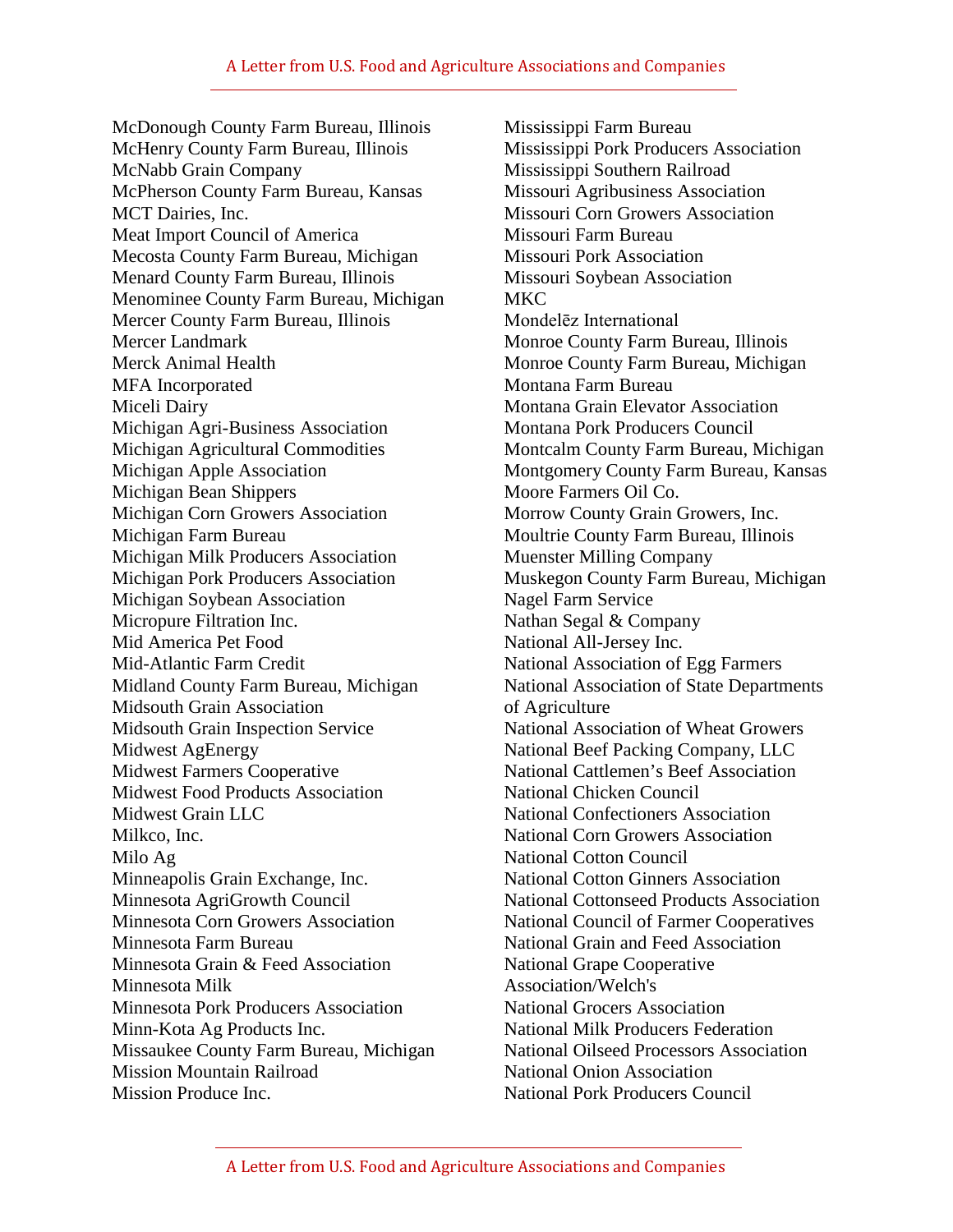McDonough County Farm Bureau, Illinois
McHenry County Farm Bureau, Illinois
McNabb Grain Company
McPherson County Farm Bureau, Kansas
MCT Dairies, Inc.
Meat Import Council of America
Mecosta County Farm Bureau, Michigan
Menard County Farm Bureau, Illinois
Menominee County Farm Bureau, Michigan
Mercer County Farm Bureau, Illinois
Mercer Landmark
Merck Animal Health
MFA Incorporated
Miceli Dairy
Michigan Agri-Business Association
Michigan Agricultural Commodities
Michigan Apple Association
Michigan Bean Shippers
Michigan Corn Growers Association
Michigan Farm Bureau
Michigan Milk Producers Association
Michigan Pork Producers Association
Michigan Soybean Association
Micropure Filtration Inc.
Mid America Pet Food
Mid-Atlantic Farm Credit
Midland County Farm Bureau, Michigan
Midsouth Grain Association
Midsouth Grain Inspection Service
Midwest AgEnergy
Midwest Farmers Cooperative
Midwest Food Products Association
Midwest Grain LLC
Milkco, Inc.
Milo Ag
Minneapolis Grain Exchange, Inc.
Minnesota AgriGrowth Council
Minnesota Corn Growers Association
Minnesota Farm Bureau
Minnesota Grain & Feed Association
Minnesota Milk
Minnesota Pork Producers Association
Minn-Kota Ag Products Inc.
Missaukee County Farm Bureau, Michigan
Mission Mountain Railroad
Mission Produce Inc.
Mississippi Farm Bureau
Mississippi Pork Producers Association
Mississippi Southern Railroad
Missouri Agribusiness Association
Missouri Corn Growers Association
Missouri Farm Bureau
Missouri Pork Association
Missouri Soybean Association
MKC
Mondelēz International
Monroe County Farm Bureau, Illinois
Monroe County Farm Bureau, Michigan
Montana Farm Bureau
Montana Grain Elevator Association
Montana Pork Producers Council
Montcalm County Farm Bureau, Michigan
Montgomery County Farm Bureau, Kansas
Moore Farmers Oil Co.
Morrow County Grain Growers, Inc.
Moultrie County Farm Bureau, Illinois
Muenster Milling Company
Muskegon County Farm Bureau, Michigan
Nagel Farm Service
Nathan Segal & Company
National All-Jersey Inc.
National Association of Egg Farmers
National Association of State Departments of Agriculture
National Association of Wheat Growers
National Beef Packing Company, LLC
National Cattlemen's Beef Association
National Chicken Council
National Confectioners Association
National Corn Growers Association
National Cotton Council
National Cotton Ginners Association
National Cottonseed Products Association
National Council of Farmer Cooperatives
National Grain and Feed Association
National Grape Cooperative Association/Welch's
National Grocers Association
National Milk Producers Federation
National Oilseed Processors Association
National Onion Association
National Pork Producers Council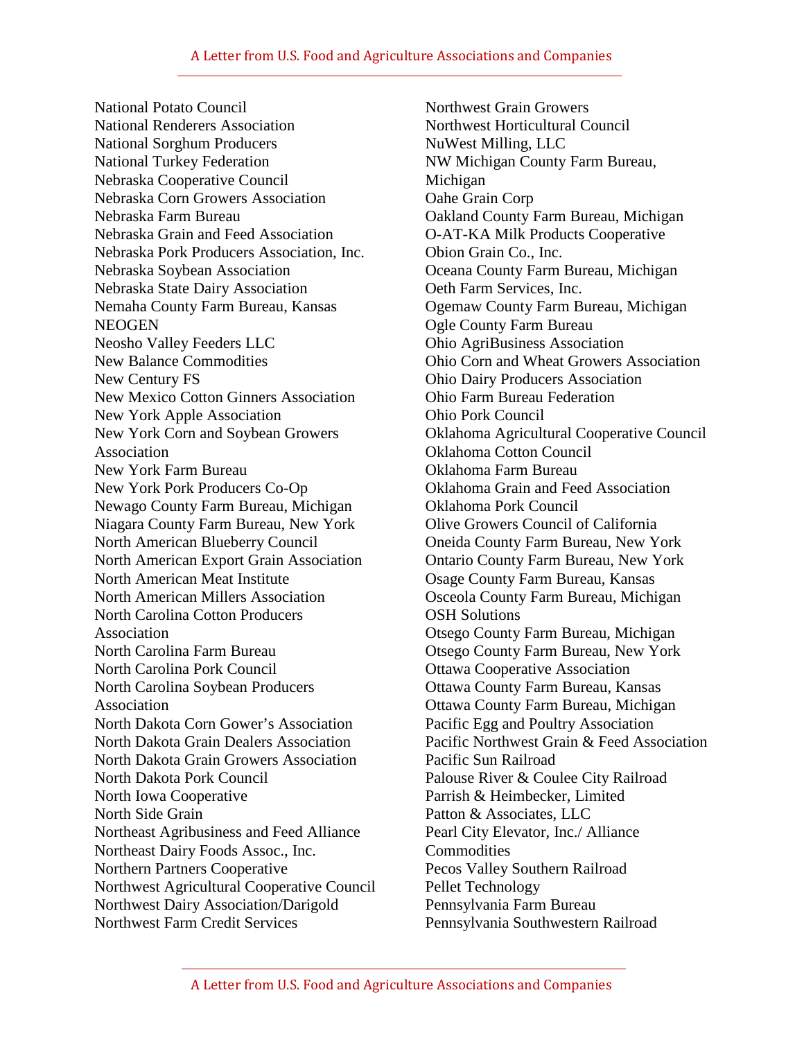National Potato Council
National Renderers Association
National Sorghum Producers
National Turkey Federation
Nebraska Cooperative Council
Nebraska Corn Growers Association
Nebraska Farm Bureau
Nebraska Grain and Feed Association
Nebraska Pork Producers Association, Inc.
Nebraska Soybean Association
Nebraska State Dairy Association
Nemaha County Farm Bureau, Kansas
NEOGEN
Neosho Valley Feeders LLC
New Balance Commodities
New Century FS
New Mexico Cotton Ginners Association
New York Apple Association
New York Corn and Soybean Growers Association
New York Farm Bureau
New York Pork Producers Co-Op
Newago County Farm Bureau, Michigan
Niagara County Farm Bureau, New York
North American Blueberry Council
North American Export Grain Association
North American Meat Institute
North American Millers Association
North Carolina Cotton Producers Association
North Carolina Farm Bureau
North Carolina Pork Council
North Carolina Soybean Producers Association
North Dakota Corn Gower's Association
North Dakota Grain Dealers Association
North Dakota Grain Growers Association
North Dakota Pork Council
North Iowa Cooperative
North Side Grain
Northeast Agribusiness and Feed Alliance
Northeast Dairy Foods Assoc., Inc.
Northern Partners Cooperative
Northwest Agricultural Cooperative Council
Northwest Dairy Association/Darigold
Northwest Farm Credit Services
Northwest Grain Growers
Northwest Horticultural Council
NuWest Milling, LLC
NW Michigan County Farm Bureau, Michigan
Oahe Grain Corp
Oakland County Farm Bureau, Michigan
O-AT-KA Milk Products Cooperative
Obion Grain Co., Inc.
Oceana County Farm Bureau, Michigan
Oeth Farm Services, Inc.
Ogemaw County Farm Bureau, Michigan
Ogle County Farm Bureau
Ohio AgriBusiness Association
Ohio Corn and Wheat Growers Association
Ohio Dairy Producers Association
Ohio Farm Bureau Federation
Ohio Pork Council
Oklahoma Agricultural Cooperative Council
Oklahoma Cotton Council
Oklahoma Farm Bureau
Oklahoma Grain and Feed Association
Oklahoma Pork Council
Olive Growers Council of California
Oneida County Farm Bureau, New York
Ontario County Farm Bureau, New York
Osage County Farm Bureau, Kansas
Osceola County Farm Bureau, Michigan
OSH Solutions
Otsego County Farm Bureau, Michigan
Otsego County Farm Bureau, New York
Ottawa Cooperative Association
Ottawa County Farm Bureau, Kansas
Ottawa County Farm Bureau, Michigan
Pacific Egg and Poultry Association
Pacific Northwest Grain & Feed Association
Pacific Sun Railroad
Palouse River & Coulee City Railroad
Parrish & Heimbecker, Limited
Patton & Associates, LLC
Pearl City Elevator, Inc./ Alliance Commodities
Pecos Valley Southern Railroad
Pellet Technology
Pennsylvania Farm Bureau
Pennsylvania Southwestern Railroad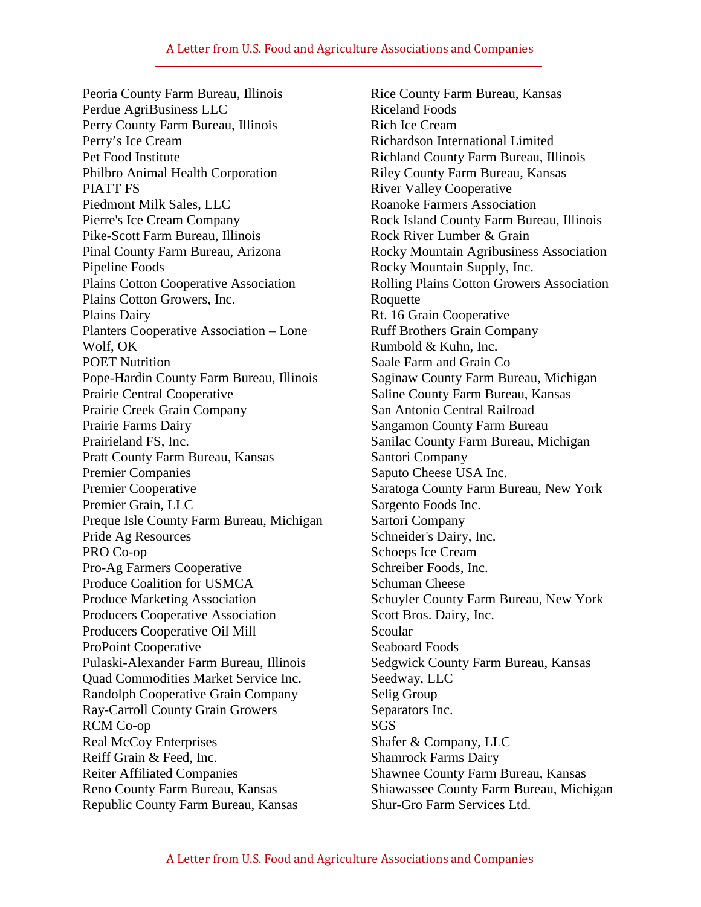Peoria County Farm Bureau, Illinois
Perdue AgriBusiness LLC
Perry County Farm Bureau, Illinois
Perry's Ice Cream
Pet Food Institute
Philbro Animal Health Corporation
PIATT FS
Piedmont Milk Sales, LLC
Pierre's Ice Cream Company
Pike-Scott Farm Bureau, Illinois
Pinal County Farm Bureau, Arizona
Pipeline Foods
Plains Cotton Cooperative Association
Plains Cotton Growers, Inc.
Plains Dairy
Planters Cooperative Association – Lone Wolf, OK
POET Nutrition
Pope-Hardin County Farm Bureau, Illinois
Prairie Central Cooperative
Prairie Creek Grain Company
Prairie Farms Dairy
Prairieland FS, Inc.
Pratt County Farm Bureau, Kansas
Premier Companies
Premier Cooperative
Premier Grain, LLC
Preque Isle County Farm Bureau, Michigan
Pride Ag Resources
PRO Co-op
Pro-Ag Farmers Cooperative
Produce Coalition for USMCA
Produce Marketing Association
Producers Cooperative Association
Producers Cooperative Oil Mill
ProPoint Cooperative
Pulaski-Alexander Farm Bureau, Illinois
Quad Commodities Market Service Inc.
Randolph Cooperative Grain Company
Ray-Carroll County Grain Growers
RCM Co-op
Real McCoy Enterprises
Reiff Grain & Feed, Inc.
Reiter Affiliated Companies
Reno County Farm Bureau, Kansas
Republic County Farm Bureau, Kansas
Rice County Farm Bureau, Kansas
Riceland Foods
Rich Ice Cream
Richardson International Limited
Richland County Farm Bureau, Illinois
Riley County Farm Bureau, Kansas
River Valley Cooperative
Roanoke Farmers Association
Rock Island County Farm Bureau, Illinois
Rock River Lumber & Grain
Rocky Mountain Agribusiness Association
Rocky Mountain Supply, Inc.
Rolling Plains Cotton Growers Association
Roquette
Rt. 16 Grain Cooperative
Ruff Brothers Grain Company
Rumbold & Kuhn, Inc.
Saale Farm and Grain Co
Saginaw County Farm Bureau, Michigan
Saline County Farm Bureau, Kansas
San Antonio Central Railroad
Sangamon County Farm Bureau
Sanilac County Farm Bureau, Michigan
Santori Company
Saputo Cheese USA Inc.
Saratoga County Farm Bureau, New York
Sargento Foods Inc.
Sartori Company
Schneider's Dairy, Inc.
Schoeps Ice Cream
Schreiber Foods, Inc.
Schuman Cheese
Schuyler County Farm Bureau, New York
Scott Bros. Dairy, Inc.
Scoular
Seaboard Foods
Sedgwick County Farm Bureau, Kansas
Seedway, LLC
Selig Group
Separators Inc.
SGS
Shafer & Company, LLC
Shamrock Farms Dairy
Shawnee County Farm Bureau, Kansas
Shiawassee County Farm Bureau, Michigan
Shur-Gro Farm Services Ltd.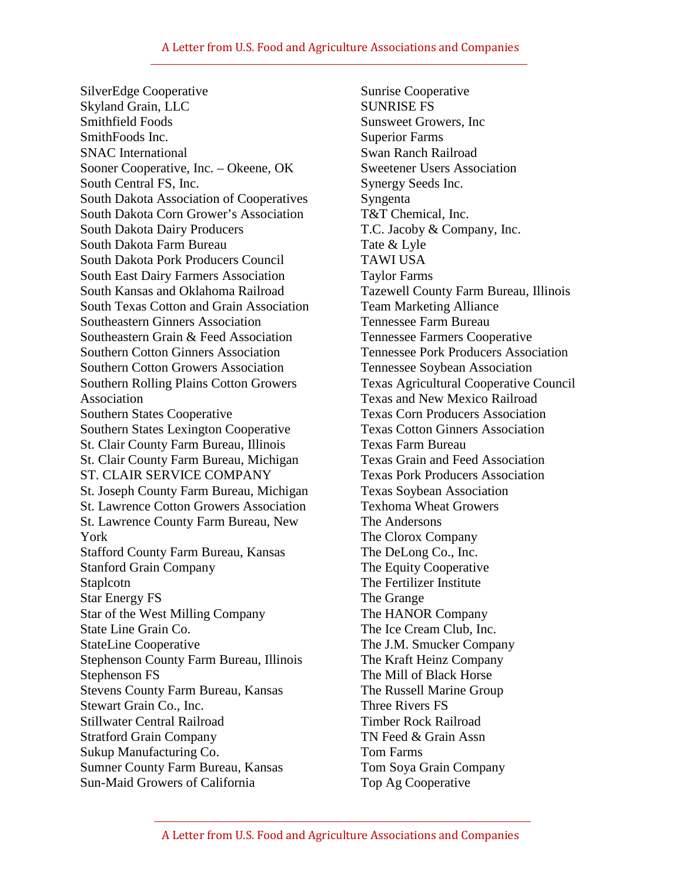SilverEdge Cooperative
Skyland Grain, LLC
Smithfield Foods
SmithFoods Inc.
SNAC International
Sooner Cooperative, Inc. – Okeene, OK
South Central FS, Inc.
South Dakota Association of Cooperatives
South Dakota Corn Grower's Association
South Dakota Dairy Producers
South Dakota Farm Bureau
South Dakota Pork Producers Council
South East Dairy Farmers Association
South Kansas and Oklahoma Railroad
South Texas Cotton and Grain Association
Southeastern Ginners Association
Southeastern Grain & Feed Association
Southern Cotton Ginners Association
Southern Cotton Growers Association
Southern Rolling Plains Cotton Growers Association
Southern States Cooperative
Southern States Lexington Cooperative
St. Clair County Farm Bureau, Illinois
St. Clair County Farm Bureau, Michigan
ST. CLAIR SERVICE COMPANY
St. Joseph County Farm Bureau, Michigan
St. Lawrence Cotton Growers Association
St. Lawrence County Farm Bureau, New York
Stafford County Farm Bureau, Kansas
Stanford Grain Company
Staplcotn
Star Energy FS
Star of the West Milling Company
State Line Grain Co.
StateLine Cooperative
Stephenson County Farm Bureau, Illinois
Stephenson FS
Stevens County Farm Bureau, Kansas
Stewart Grain Co., Inc.
Stillwater Central Railroad
Stratford Grain Company
Sukup Manufacturing Co.
Sumner County Farm Bureau, Kansas
Sun-Maid Growers of California
Sunrise Cooperative
SUNRISE FS
Sunsweet Growers, Inc
Superior Farms
Swan Ranch Railroad
Sweetener Users Association
Synergy Seeds Inc.
Syngenta
T&T Chemical, Inc.
T.C. Jacoby & Company, Inc.
Tate & Lyle
TAWI USA
Taylor Farms
Tazewell County Farm Bureau, Illinois
Team Marketing Alliance
Tennessee Farm Bureau
Tennessee Farmers Cooperative
Tennessee Pork Producers Association
Tennessee Soybean Association
Texas Agricultural Cooperative Council
Texas and New Mexico Railroad
Texas Corn Producers Association
Texas Cotton Ginners Association
Texas Farm Bureau
Texas Grain and Feed Association
Texas Pork Producers Association
Texas Soybean Association
Texhoma Wheat Growers
The Andersons
The Clorox Company
The DeLong Co., Inc.
The Equity Cooperative
The Fertilizer Institute
The Grange
The HANOR Company
The Ice Cream Club, Inc.
The J.M. Smucker Company
The Kraft Heinz Company
The Mill of Black Horse
The Russell Marine Group
Three Rivers FS
Timber Rock Railroad
TN Feed & Grain Assn
Tom Farms
Tom Soya Grain Company
Top Ag Cooperative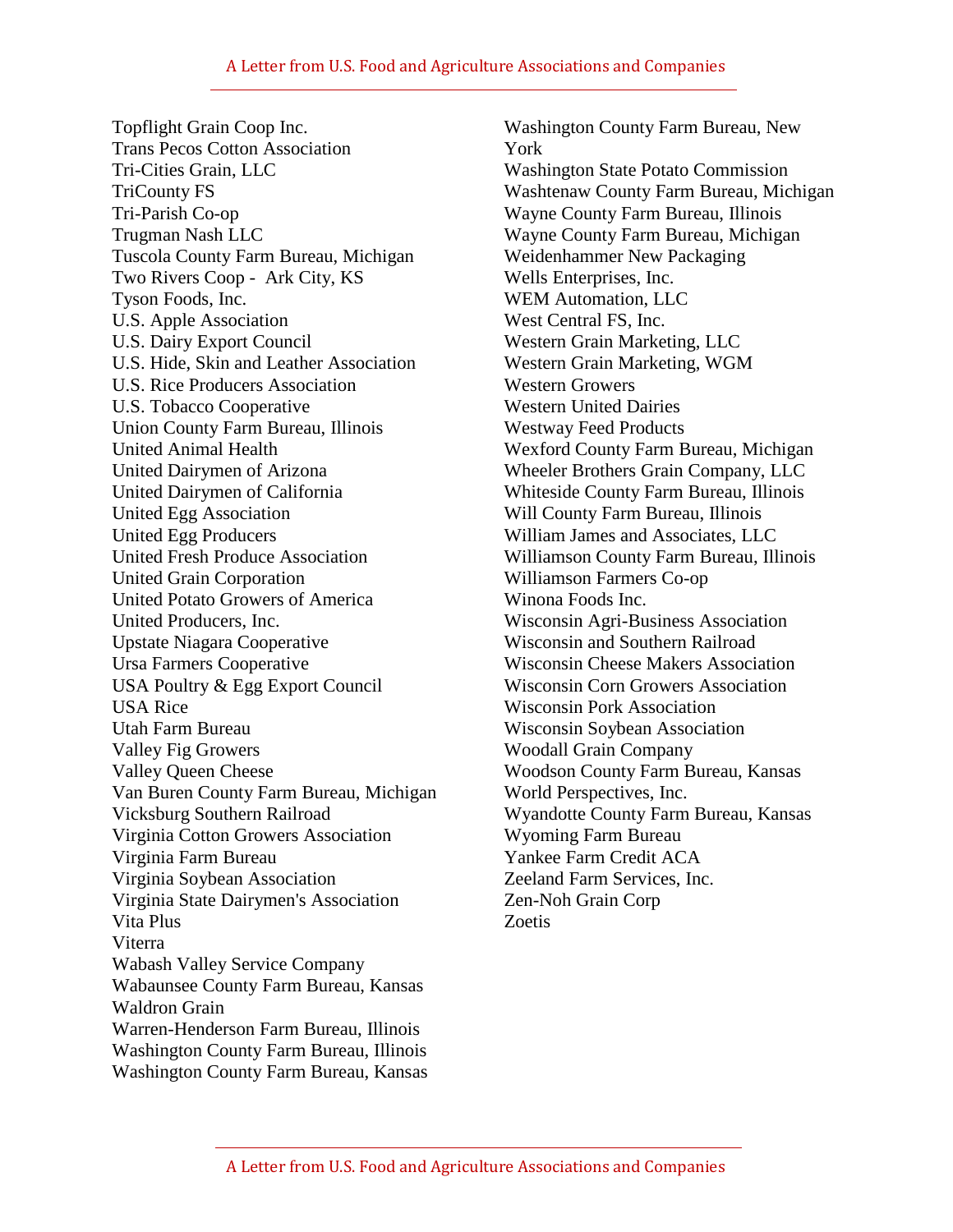Topflight Grain Coop Inc.
Trans Pecos Cotton Association
Tri-Cities Grain, LLC
TriCounty FS
Tri-Parish Co-op
Trugman Nash LLC
Tuscola County Farm Bureau, Michigan
Two Rivers Coop - Ark City, KS
Tyson Foods, Inc.
U.S. Apple Association
U.S. Dairy Export Council
U.S. Hide, Skin and Leather Association
U.S. Rice Producers Association
U.S. Tobacco Cooperative
Union County Farm Bureau, Illinois
United Animal Health
United Dairymen of Arizona
United Dairymen of California
United Egg Association
United Egg Producers
United Fresh Produce Association
United Grain Corporation
United Potato Growers of America
United Producers, Inc.
Upstate Niagara Cooperative
Ursa Farmers Cooperative
USA Poultry & Egg Export Council
USA Rice
Utah Farm Bureau
Valley Fig Growers
Valley Queen Cheese
Van Buren County Farm Bureau, Michigan
Vicksburg Southern Railroad
Virginia Cotton Growers Association
Virginia Farm Bureau
Virginia Soybean Association
Virginia State Dairymen's Association
Vita Plus
Viterra
Wabash Valley Service Company
Wabaunsee County Farm Bureau, Kansas
Waldron Grain
Warren-Henderson Farm Bureau, Illinois
Washington County Farm Bureau, Illinois
Washington County Farm Bureau, Kansas
Washington County Farm Bureau, New York
Washington State Potato Commission
Washtenaw County Farm Bureau, Michigan
Wayne County Farm Bureau, Illinois
Wayne County Farm Bureau, Michigan
Weidenhammer New Packaging
Wells Enterprises, Inc.
WEM Automation, LLC
West Central FS, Inc.
Western Grain Marketing, LLC
Western Grain Marketing, WGM
Western Growers
Western United Dairies
Westway Feed Products
Wexford County Farm Bureau, Michigan
Wheeler Brothers Grain Company, LLC
Whiteside County Farm Bureau, Illinois
Will County Farm Bureau, Illinois
William James and Associates, LLC
Williamson County Farm Bureau, Illinois
Williamson Farmers Co-op
Winona Foods Inc.
Wisconsin Agri-Business Association
Wisconsin and Southern Railroad
Wisconsin Cheese Makers Association
Wisconsin Corn Growers Association
Wisconsin Pork Association
Wisconsin Soybean Association
Woodall Grain Company
Woodson County Farm Bureau, Kansas
World Perspectives, Inc.
Wyandotte County Farm Bureau, Kansas
Wyoming Farm Bureau
Yankee Farm Credit ACA
Zeeland Farm Services, Inc.
Zen-Noh Grain Corp
Zoetis